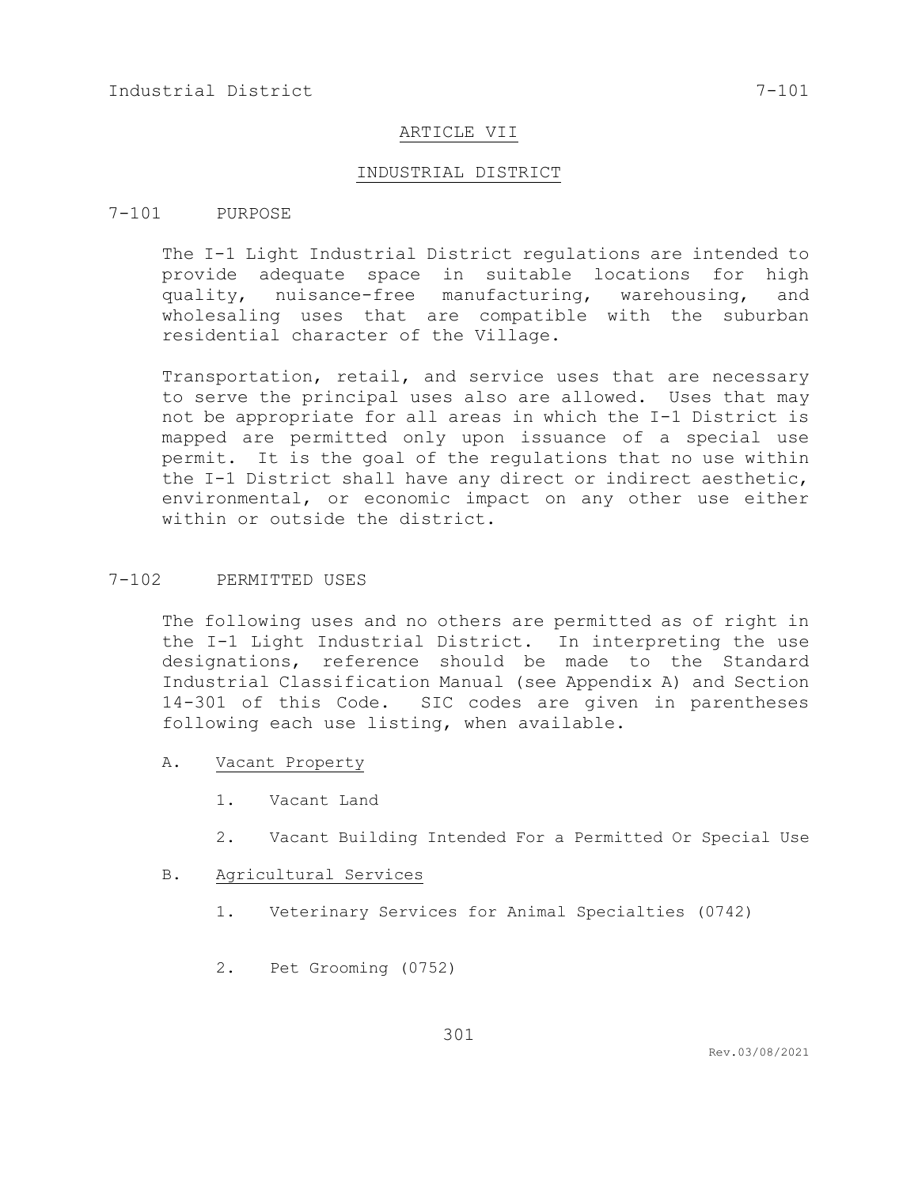# ARTICLE VII

# INDUSTRIAL DISTRICT

## 7-101 PURPOSE

The I-1 Light Industrial District regulations are intended to provide adequate space in suitable locations for high quality, nuisance-free manufacturing, warehousing, and wholesaling uses that are compatible with the suburban residential character of the Village.

Transportation, retail, and service uses that are necessary to serve the principal uses also are allowed. Uses that may not be appropriate for all areas in which the I-1 District is mapped are permitted only upon issuance of a special use permit. It is the goal of the regulations that no use within the I-1 District shall have any direct or indirect aesthetic, environmental, or economic impact on any other use either within or outside the district.

## 7-102 PERMITTED USES

The following uses and no others are permitted as of right in the I-1 Light Industrial District. In interpreting the use designations, reference should be made to the Standard Industrial Classification Manual (see Appendix A) and Section 14-301 of this Code. SIC codes are given in parentheses following each use listing, when available.

A. Vacant Property

1. Vacant Land
2. Vacant Building Intended For a Permitted Or Special Use

B. Agricultural Services

1. Veterinary Services for Animal Specialties (0742)
2. Pet Grooming (0752)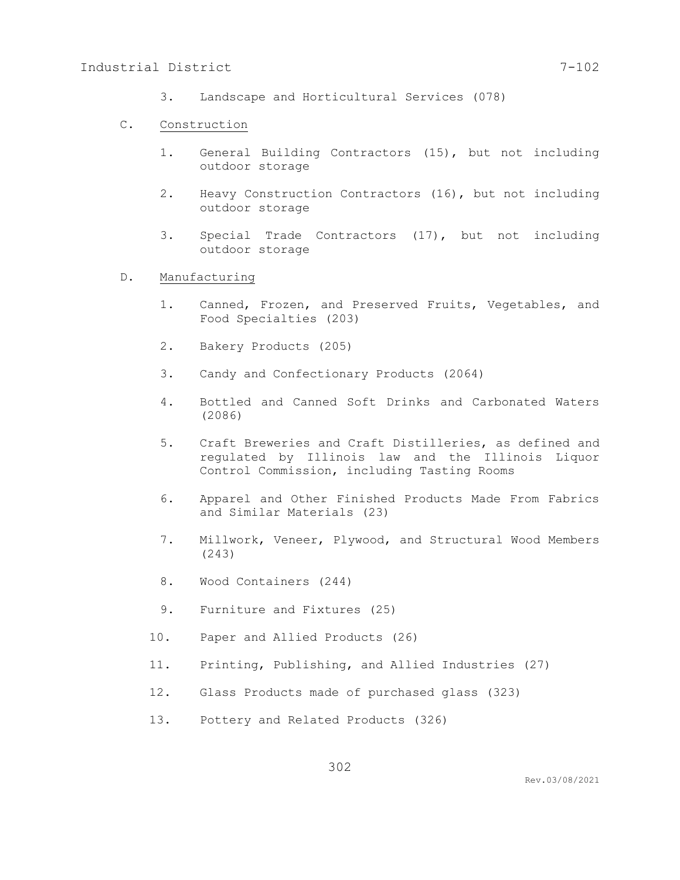3. Landscape and Horticultural Services (078)

C. Construction

1. General Building Contractors (15), but not including outdoor storage

2. Heavy Construction Contractors (16), but not including outdoor storage

3. Special Trade Contractors (17), but not including outdoor storage

D. Manufacturing

1. Canned, Frozen, and Preserved Fruits, Vegetables, and Food Specialties (203)

2. Bakery Products (205)

3. Candy and Confectionary Products (2064)

4. Bottled and Canned Soft Drinks and Carbonated Waters (2086)

5. Craft Breweries and Craft Distilleries, as defined and regulated by Illinois law and the Illinois Liquor Control Commission, including Tasting Rooms

6. Apparel and Other Finished Products Made From Fabrics and Similar Materials (23)

7. Millwork, Veneer, Plywood, and Structural Wood Members (243)

8. Wood Containers (244)

9. Furniture and Fixtures (25)

10. Paper and Allied Products (26)

11. Printing, Publishing, and Allied Industries (27)

12. Glass Products made of purchased glass (323)

13. Pottery and Related Products (326)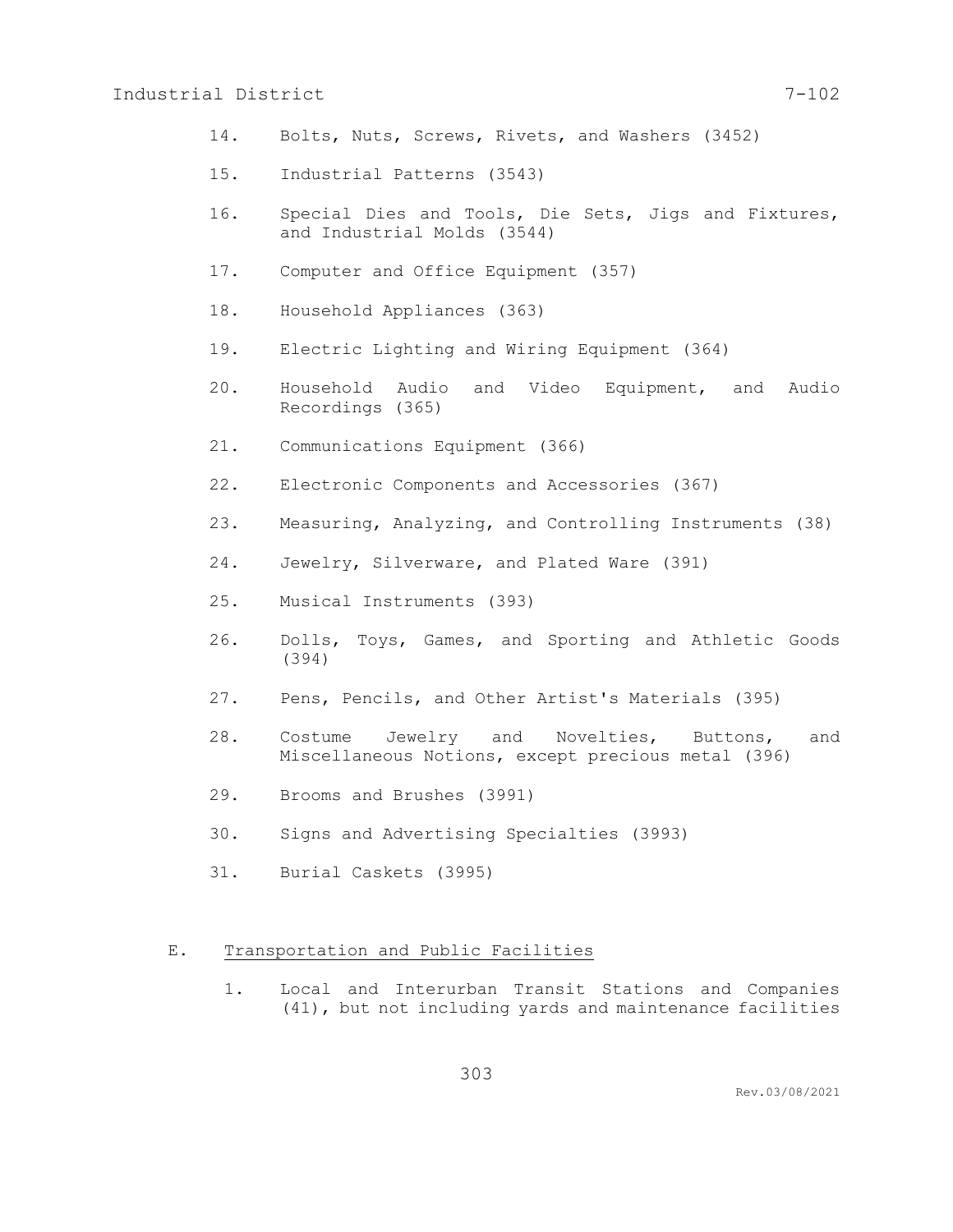14. Bolts, Nuts, Screws, Rivets, and Washers (3452)

15. Industrial Patterns (3543)

16. Special Dies and Tools, Die Sets, Jigs and Fixtures, and Industrial Molds (3544)

17. Computer and Office Equipment (357)

18. Household Appliances (363)

19. Electric Lighting and Wiring Equipment (364)

20. Household Audio and Video Equipment, and Audio Recordings (365)

21. Communications Equipment (366)

22. Electronic Components and Accessories (367)

23. Measuring, Analyzing, and Controlling Instruments (38)

24. Jewelry, Silverware, and Plated Ware (391)

25. Musical Instruments (393)

26. Dolls, Toys, Games, and Sporting and Athletic Goods (394)

27. Pens, Pencils, and Other Artist's Materials (395)

28. Costume Jewelry and Novelties, Buttons, and Miscellaneous Notions, except precious metal (396)

29. Brooms and Brushes (3991)

30. Signs and Advertising Specialties (3993)

31. Burial Caskets (3995)

E. <u>Transportation and Public Facilities</u>

1. Local and Interurban Transit Stations and Companies (41), but not including yards and maintenance facilities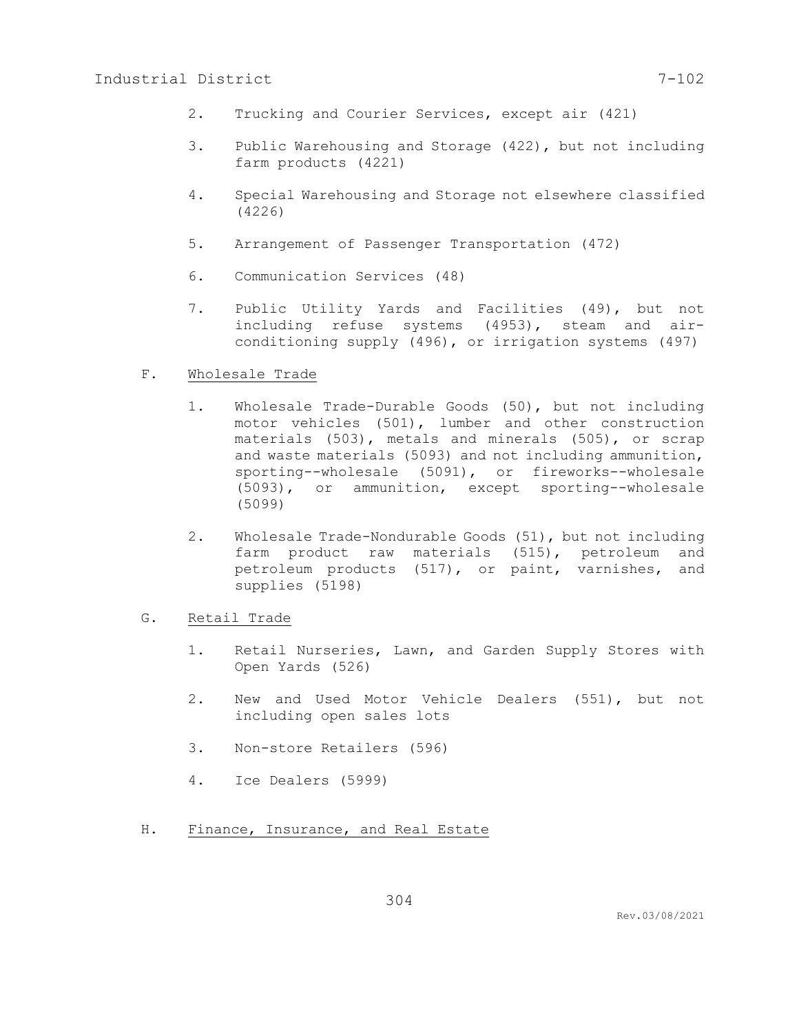2. Trucking and Courier Services, except air (421)

3. Public Warehousing and Storage (422), but not including farm products (4221)

4. Special Warehousing and Storage not elsewhere classified (4226)

5. Arrangement of Passenger Transportation (472)

6. Communication Services (48)

7. Public Utility Yards and Facilities (49), but not including refuse systems (4953), steam and air-conditioning supply (496), or irrigation systems (497)

F. Wholesale Trade

1. Wholesale Trade-Durable Goods (50), but not including motor vehicles (501), lumber and other construction materials (503), metals and minerals (505), or scrap and waste materials (5093) and not including ammunition, sporting--wholesale (5091), or fireworks--wholesale (5093), or ammunition, except sporting--wholesale (5099)

2. Wholesale Trade-Nondurable Goods (51), but not including farm product raw materials (515), petroleum and petroleum products (517), or paint, varnishes, and supplies (5198)

G. Retail Trade

1. Retail Nurseries, Lawn, and Garden Supply Stores with Open Yards (526)

2. New and Used Motor Vehicle Dealers (551), but not including open sales lots

3. Non-store Retailers (596)

4. Ice Dealers (5999)

H. Finance, Insurance, and Real Estate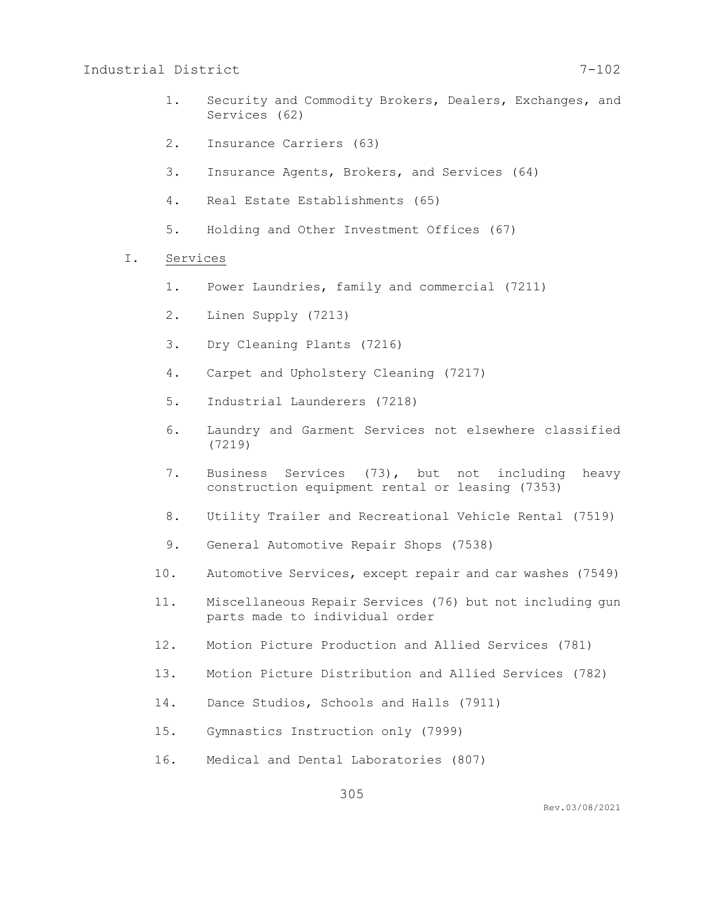1. Security and Commodity Brokers, Dealers, Exchanges, and Services (62)

2. Insurance Carriers (63)

3. Insurance Agents, Brokers, and Services (64)

4. Real Estate Establishments (65)

5. Holding and Other Investment Offices (67)

I. <u>Services</u>

1. Power Laundries, family and commercial (7211)

2. Linen Supply (7213)

3. Dry Cleaning Plants (7216)

4. Carpet and Upholstery Cleaning (7217)

5. Industrial Launderers (7218)

6. Laundry and Garment Services not elsewhere classified (7219)

7. Business Services (73), but not including heavy construction equipment rental or leasing (7353)

8. Utility Trailer and Recreational Vehicle Rental (7519)

9. General Automotive Repair Shops (7538)

10. Automotive Services, except repair and car washes (7549)

11. Miscellaneous Repair Services (76) but not including gun parts made to individual order

12. Motion Picture Production and Allied Services (781)

13. Motion Picture Distribution and Allied Services (782)

14. Dance Studios, Schools and Halls (7911)

15. Gymnastics Instruction only (7999)

16. Medical and Dental Laboratories (807)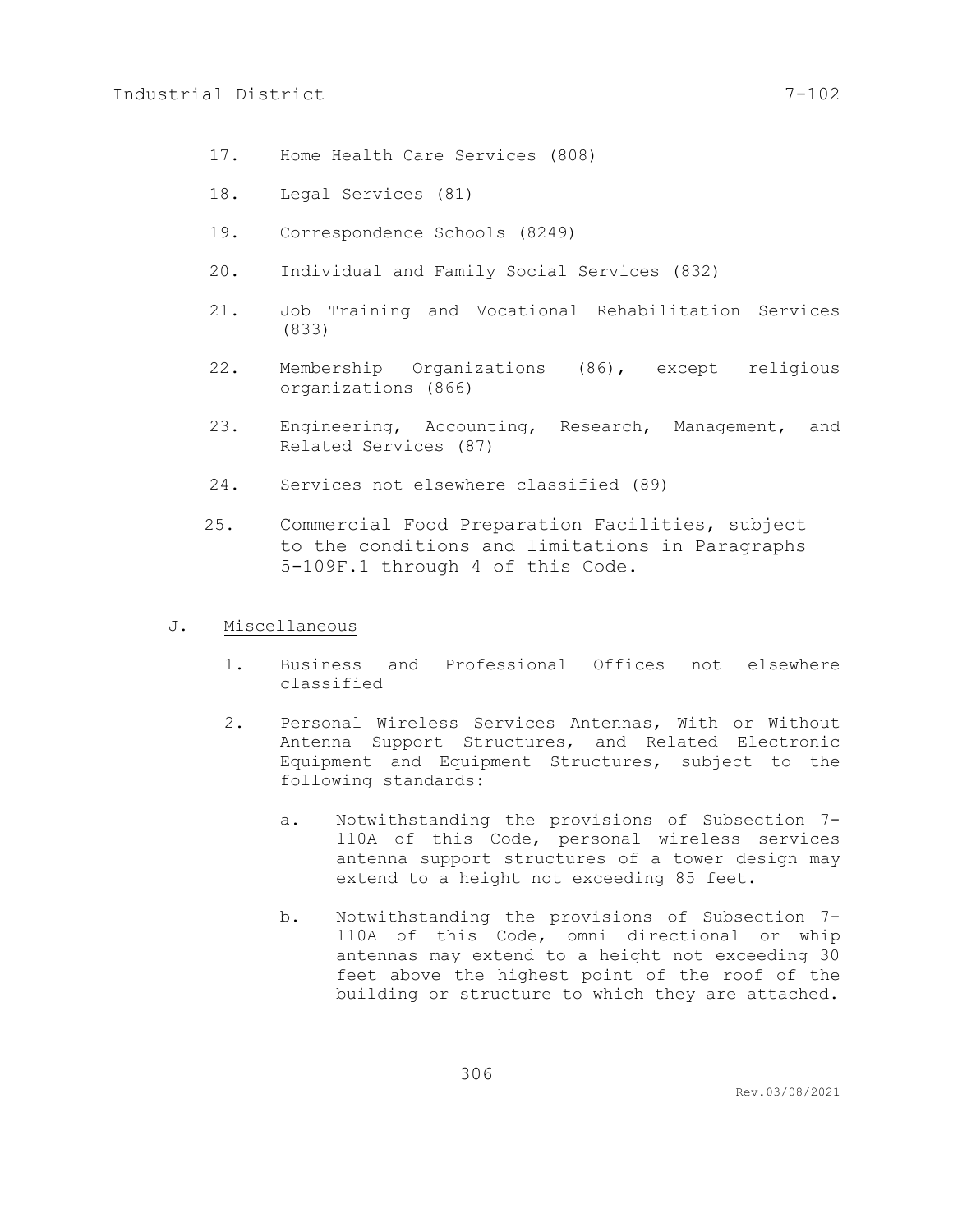17. Home Health Care Services (808)

18. Legal Services (81)

19. Correspondence Schools (8249)

20. Individual and Family Social Services (832)

21. Job Training and Vocational Rehabilitation Services (833)

22. Membership Organizations (86), except religious organizations (866)

23. Engineering, Accounting, Research, Management, and Related Services (87)

24. Services not elsewhere classified (89)

25. Commercial Food Preparation Facilities, subject to the conditions and limitations in Paragraphs 5-109F.1 through 4 of this Code.

J. Miscellaneous

1. Business and Professional Offices not elsewhere classified

2. Personal Wireless Services Antennas, With or Without Antenna Support Structures, and Related Electronic Equipment and Equipment Structures, subject to the following standards:

   a. Notwithstanding the provisions of Subsection 7-110A of this Code, personal wireless services antenna support structures of a tower design may extend to a height not exceeding 85 feet.

   b. Notwithstanding the provisions of Subsection 7-110A of this Code, omni directional or whip antennas may extend to a height not exceeding 30 feet above the highest point of the roof of the building or structure to which they are attached.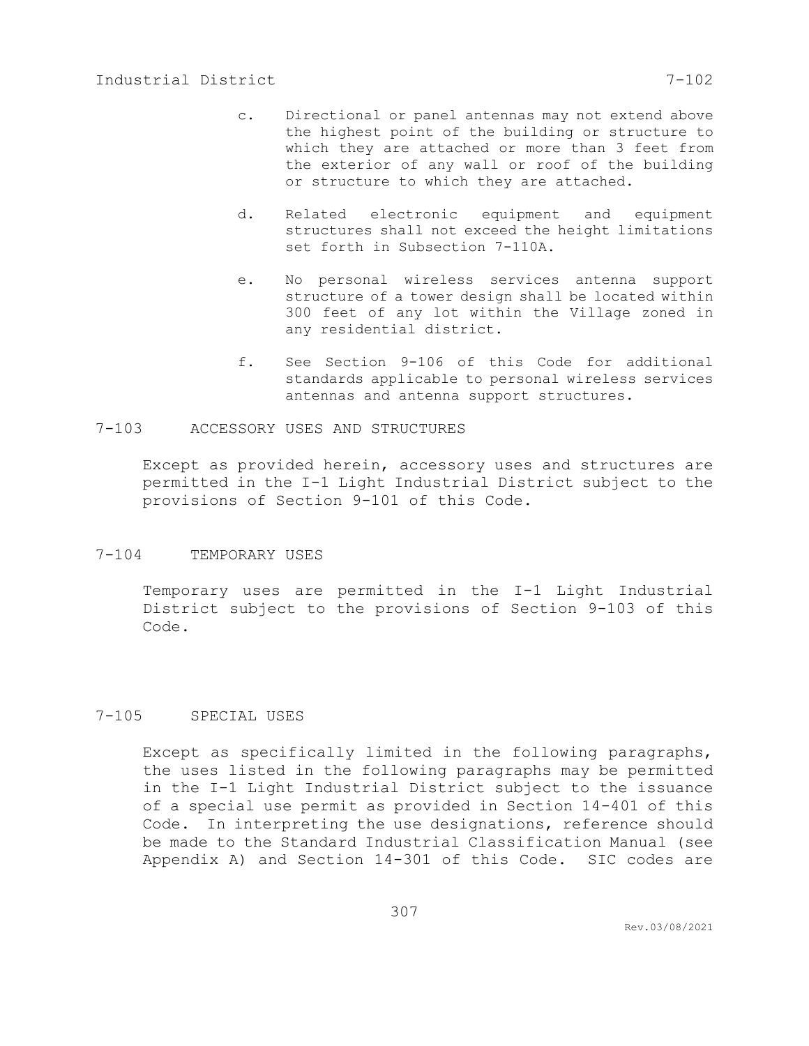c. Directional or panel antennas may not extend above the highest point of the building or structure to which they are attached or more than 3 feet from the exterior of any wall or roof of the building or structure to which they are attached.

d. Related electronic equipment and equipment structures shall not exceed the height limitations set forth in Subsection 7-110A.

e. No personal wireless services antenna support structure of a tower design shall be located within 300 feet of any lot within the Village zoned in any residential district.

f. See Section 9-106 of this Code for additional standards applicable to personal wireless services antennas and antenna support structures.

## 7-103 ACCESSORY USES AND STRUCTURES

Except as provided herein, accessory uses and structures are permitted in the I-1 Light Industrial District subject to the provisions of Section 9-101 of this Code.

## 7-104 TEMPORARY USES

Temporary uses are permitted in the I-1 Light Industrial District subject to the provisions of Section 9-103 of this Code.

## 7-105 SPECIAL USES

Except as specifically limited in the following paragraphs, the uses listed in the following paragraphs may be permitted in the I-1 Light Industrial District subject to the issuance of a special use permit as provided in Section 14-401 of this Code. In interpreting the use designations, reference should be made to the Standard Industrial Classification Manual (see Appendix A) and Section 14-301 of this Code. SIC codes are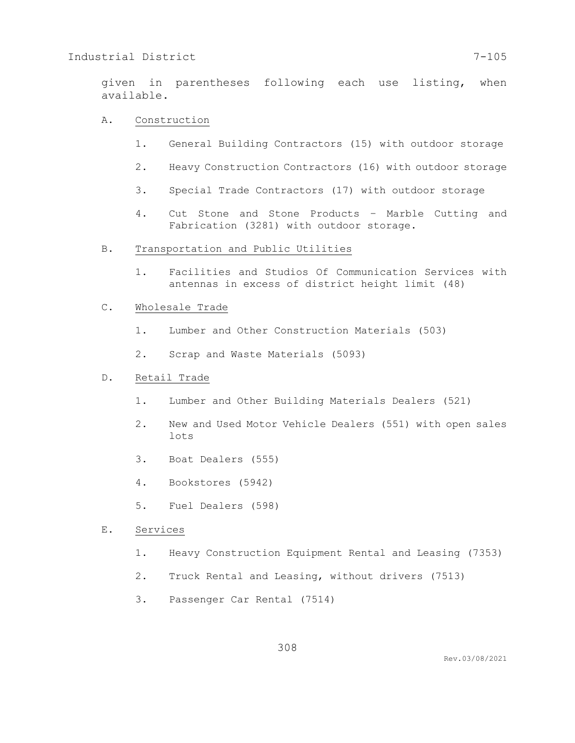given in parentheses following each use listing, when available.

A. Construction

1. General Building Contractors (15) with outdoor storage

2. Heavy Construction Contractors (16) with outdoor storage

3. Special Trade Contractors (17) with outdoor storage

4. Cut Stone and Stone Products – Marble Cutting and Fabrication (3281) with outdoor storage.

B. Transportation and Public Utilities

1. Facilities and Studios Of Communication Services with antennas in excess of district height limit (48)

C. Wholesale Trade

1. Lumber and Other Construction Materials (503)

2. Scrap and Waste Materials (5093)

D. Retail Trade

1. Lumber and Other Building Materials Dealers (521)

2. New and Used Motor Vehicle Dealers (551) with open sales lots

3. Boat Dealers (555)

4. Bookstores (5942)

5. Fuel Dealers (598)

E. Services

1. Heavy Construction Equipment Rental and Leasing (7353)

2. Truck Rental and Leasing, without drivers (7513)

3. Passenger Car Rental (7514)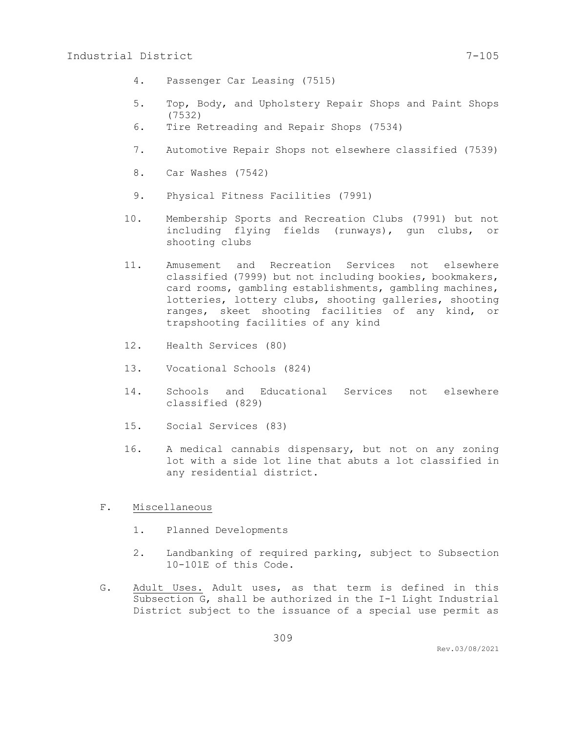4. Passenger Car Leasing (7515)

5. Top, Body, and Upholstery Repair Shops and Paint Shops (7532)

6. Tire Retreading and Repair Shops (7534)

7. Automotive Repair Shops not elsewhere classified (7539)

8. Car Washes (7542)

9. Physical Fitness Facilities (7991)

10. Membership Sports and Recreation Clubs (7991) but not including flying fields (runways), gun clubs, or shooting clubs

11. Amusement and Recreation Services not elsewhere classified (7999) but not including bookies, bookmakers, card rooms, gambling establishments, gambling machines, lotteries, lottery clubs, shooting galleries, shooting ranges, skeet shooting facilities of any kind, or trapshooting facilities of any kind

12. Health Services (80)

13. Vocational Schools (824)

14. Schools and Educational Services not elsewhere classified (829)

15. Social Services (83)

16. A medical cannabis dispensary, but not on any zoning lot with a side lot line that abuts a lot classified in any residential district.

F. <u>Miscellaneous</u>

1. Planned Developments

2. Landbanking of required parking, subject to Subsection 10-101E of this Code.

G. <u>Adult Uses.</u> Adult uses, as that term is defined in this Subsection G, shall be authorized in the I-1 Light Industrial District subject to the issuance of a special use permit as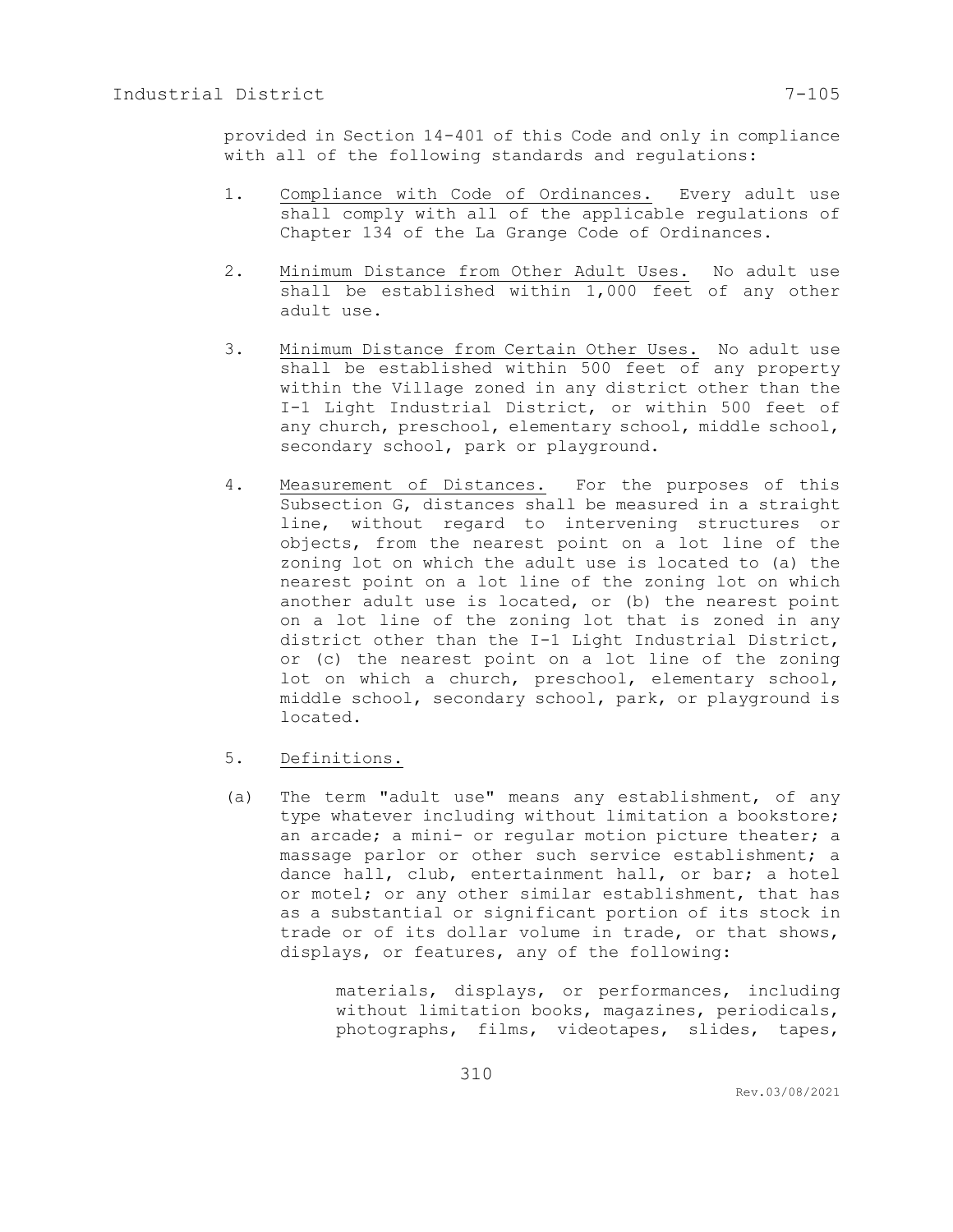provided in Section 14-401 of this Code and only in compliance with all of the following standards and regulations:

1. Compliance with Code of Ordinances. Every adult use shall comply with all of the applicable regulations of Chapter 134 of the La Grange Code of Ordinances.

2. Minimum Distance from Other Adult Uses. No adult use shall be established within 1,000 feet of any other adult use.

3. Minimum Distance from Certain Other Uses. No adult use shall be established within 500 feet of any property within the Village zoned in any district other than the I-1 Light Industrial District, or within 500 feet of any church, preschool, elementary school, middle school, secondary school, park or playground.

4. Measurement of Distances. For the purposes of this Subsection G, distances shall be measured in a straight line, without regard to intervening structures or objects, from the nearest point on a lot line of the zoning lot on which the adult use is located to (a) the nearest point on a lot line of the zoning lot on which another adult use is located, or (b) the nearest point on a lot line of the zoning lot that is zoned in any district other than the I-1 Light Industrial District, or (c) the nearest point on a lot line of the zoning lot on which a church, preschool, elementary school, middle school, secondary school, park, or playground is located.

5. Definitions.

(a) The term "adult use" means any establishment, of any type whatever including without limitation a bookstore; an arcade; a mini- or regular motion picture theater; a massage parlor or other such service establishment; a dance hall, club, entertainment hall, or bar; a hotel or motel; or any other similar establishment, that has as a substantial or significant portion of its stock in trade or of its dollar volume in trade, or that shows, displays, or features, any of the following:

    materials, displays, or performances, including without limitation books, magazines, periodicals, photographs, films, videotapes, slides, tapes,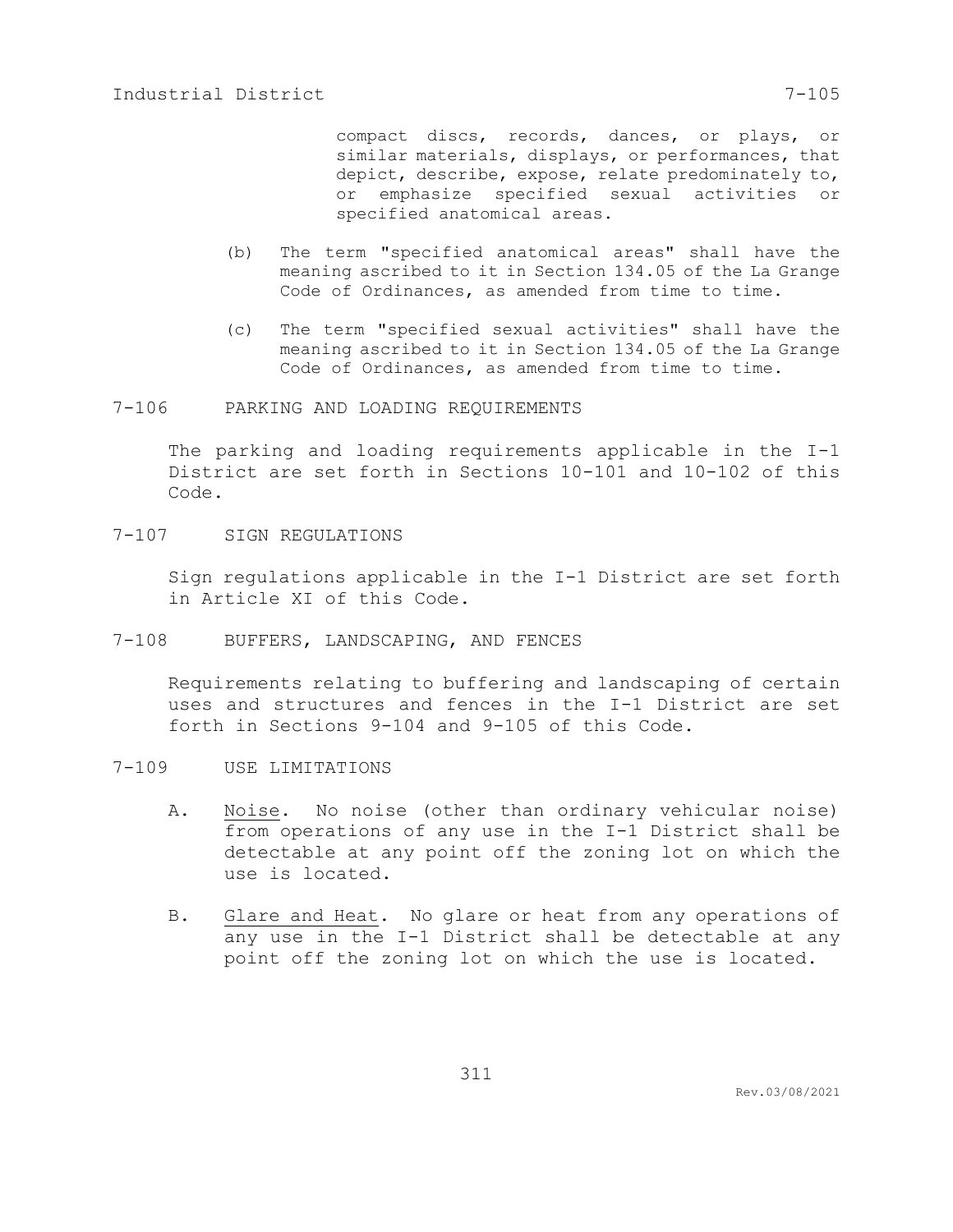compact discs, records, dances, or plays, or similar materials, displays, or performances, that depict, describe, expose, relate predominately to, or emphasize specified sexual activities or specified anatomical areas.

(b) The term "specified anatomical areas" shall have the meaning ascribed to it in Section 134.05 of the La Grange Code of Ordinances, as amended from time to time.

(c) The term "specified sexual activities" shall have the meaning ascribed to it in Section 134.05 of the La Grange Code of Ordinances, as amended from time to time.

## 7-106 PARKING AND LOADING REQUIREMENTS

The parking and loading requirements applicable in the I-1 District are set forth in Sections 10-101 and 10-102 of this Code.

## 7-107 SIGN REGULATIONS

Sign regulations applicable in the I-1 District are set forth in Article XI of this Code.

## 7-108 BUFFERS, LANDSCAPING, AND FENCES

Requirements relating to buffering and landscaping of certain uses and structures and fences in the I-1 District are set forth in Sections 9-104 and 9-105 of this Code.

## 7-109 USE LIMITATIONS

A. Noise. No noise (other than ordinary vehicular noise) from operations of any use in the I-1 District shall be detectable at any point off the zoning lot on which the use is located.

B. Glare and Heat. No glare or heat from any operations of any use in the I-1 District shall be detectable at any point off the zoning lot on which the use is located.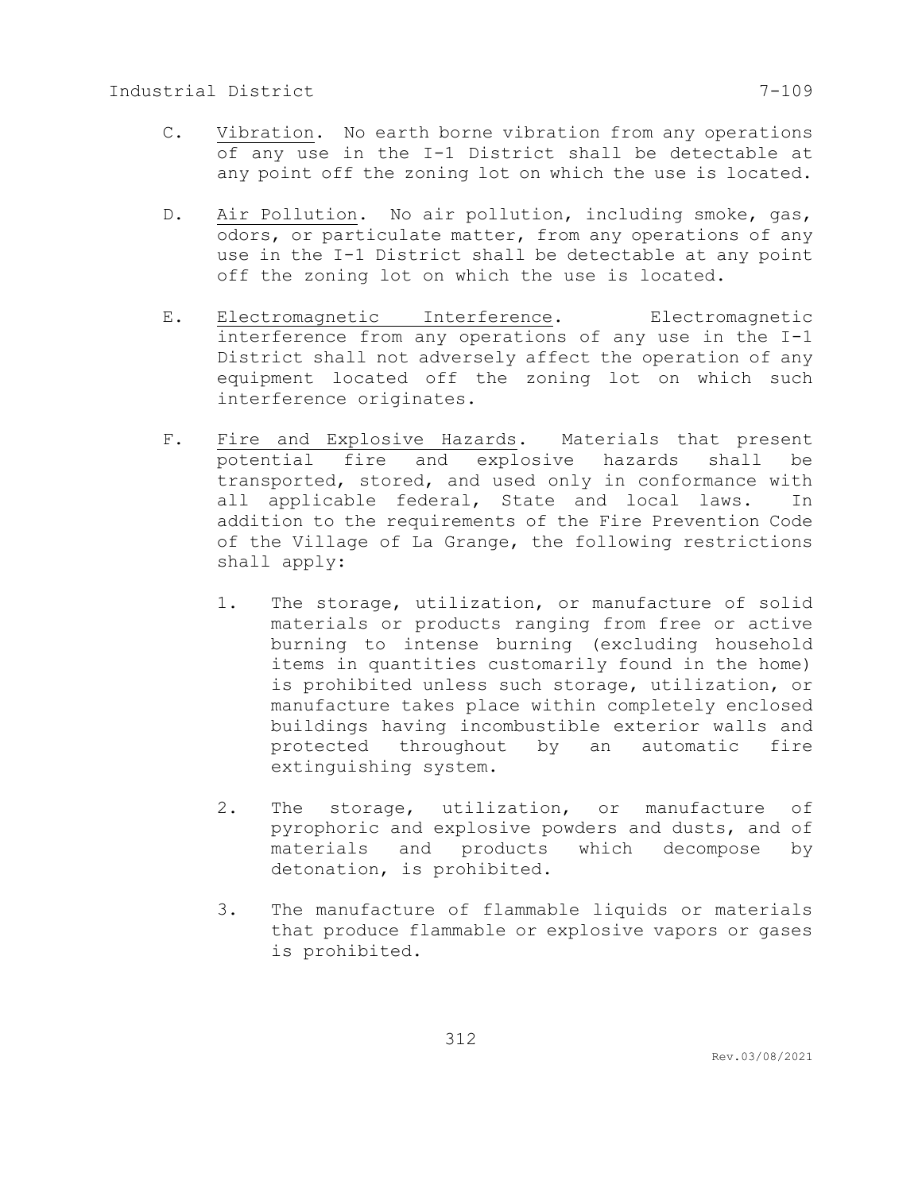C. Vibration. No earth borne vibration from any operations of any use in the I-1 District shall be detectable at any point off the zoning lot on which the use is located.

D. Air Pollution. No air pollution, including smoke, gas, odors, or particulate matter, from any operations of any use in the I-1 District shall be detectable at any point off the zoning lot on which the use is located.

E. Electromagnetic Interference. Electromagnetic interference from any operations of any use in the I-1 District shall not adversely affect the operation of any equipment located off the zoning lot on which such interference originates.

F. Fire and Explosive Hazards. Materials that present potential fire and explosive hazards shall be transported, stored, and used only in conformance with all applicable federal, State and local laws. In addition to the requirements of the Fire Prevention Code of the Village of La Grange, the following restrictions shall apply:

1. The storage, utilization, or manufacture of solid materials or products ranging from free or active burning to intense burning (excluding household items in quantities customarily found in the home) is prohibited unless such storage, utilization, or manufacture takes place within completely enclosed buildings having incombustible exterior walls and protected throughout by an automatic fire extinguishing system.

2. The storage, utilization, or manufacture of pyrophoric and explosive powders and dusts, and of materials and products which decompose by detonation, is prohibited.

3. The manufacture of flammable liquids or materials that produce flammable or explosive vapors or gases is prohibited.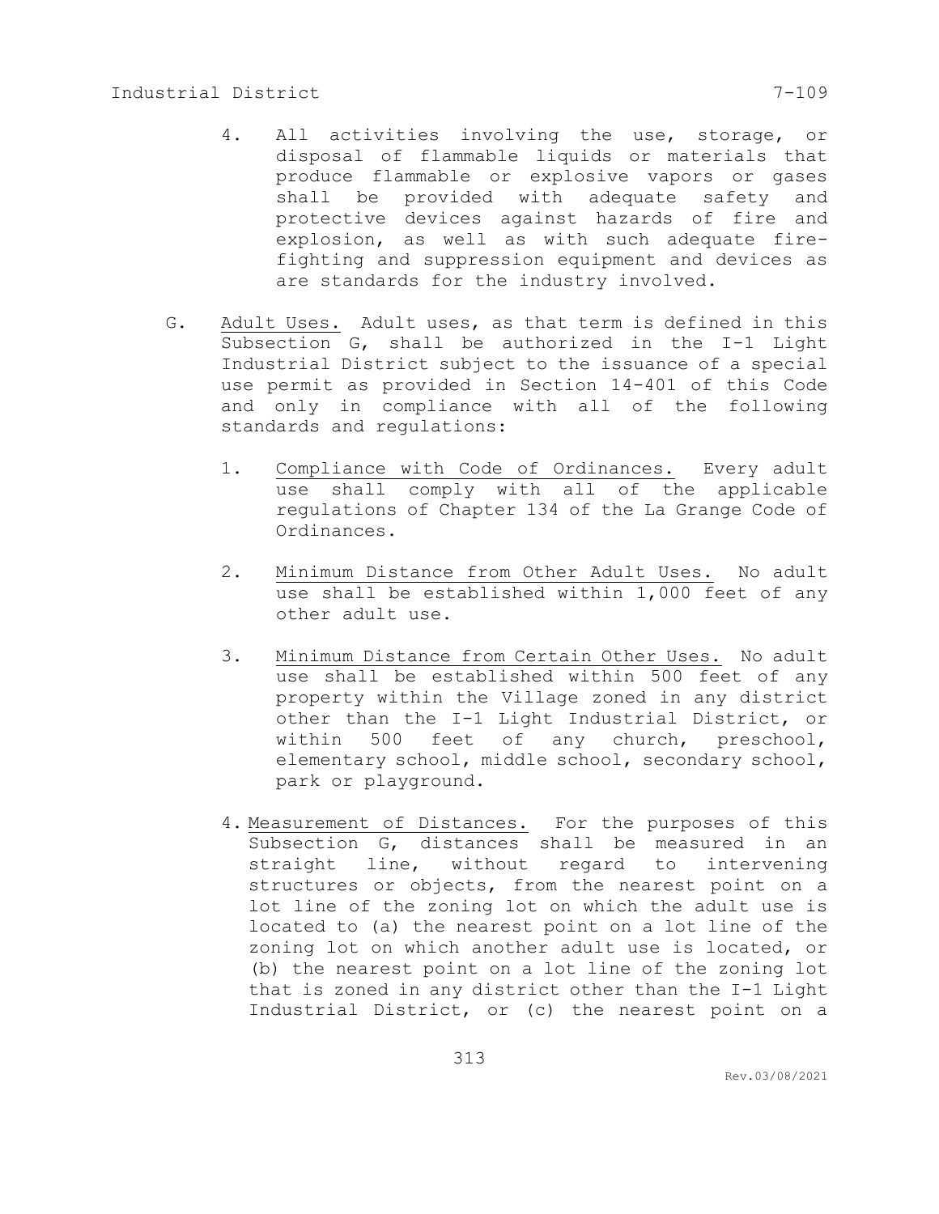4. All activities involving the use, storage, or disposal of flammable liquids or materials that produce flammable or explosive vapors or gases shall be provided with adequate safety and protective devices against hazards of fire and explosion, as well as with such adequate fire-fighting and suppression equipment and devices as are standards for the industry involved.

G. <u>Adult Uses.</u> Adult uses, as that term is defined in this Subsection G, shall be authorized in the I-1 Light Industrial District subject to the issuance of a special use permit as provided in Section 14-401 of this Code and only in compliance with all of the following standards and regulations:

1. <u>Compliance with Code of Ordinances.</u> Every adult use shall comply with all of the applicable regulations of Chapter 134 of the La Grange Code of Ordinances.

2. <u>Minimum Distance from Other Adult Uses.</u> No adult use shall be established within 1,000 feet of any other adult use.

3. <u>Minimum Distance from Certain Other Uses.</u> No adult use shall be established within 500 feet of any property within the Village zoned in any district other than the I-1 Light Industrial District, or within 500 feet of any church, preschool, elementary school, middle school, secondary school, park or playground.

4. <u>Measurement of Distances.</u> For the purposes of this Subsection G, distances shall be measured in an straight line, without regard to intervening structures or objects, from the nearest point on a lot line of the zoning lot on which the adult use is located to (a) the nearest point on a lot line of the zoning lot on which another adult use is located, or (b) the nearest point on a lot line of the zoning lot that is zoned in any district other than the I-1 Light Industrial District, or (c) the nearest point on a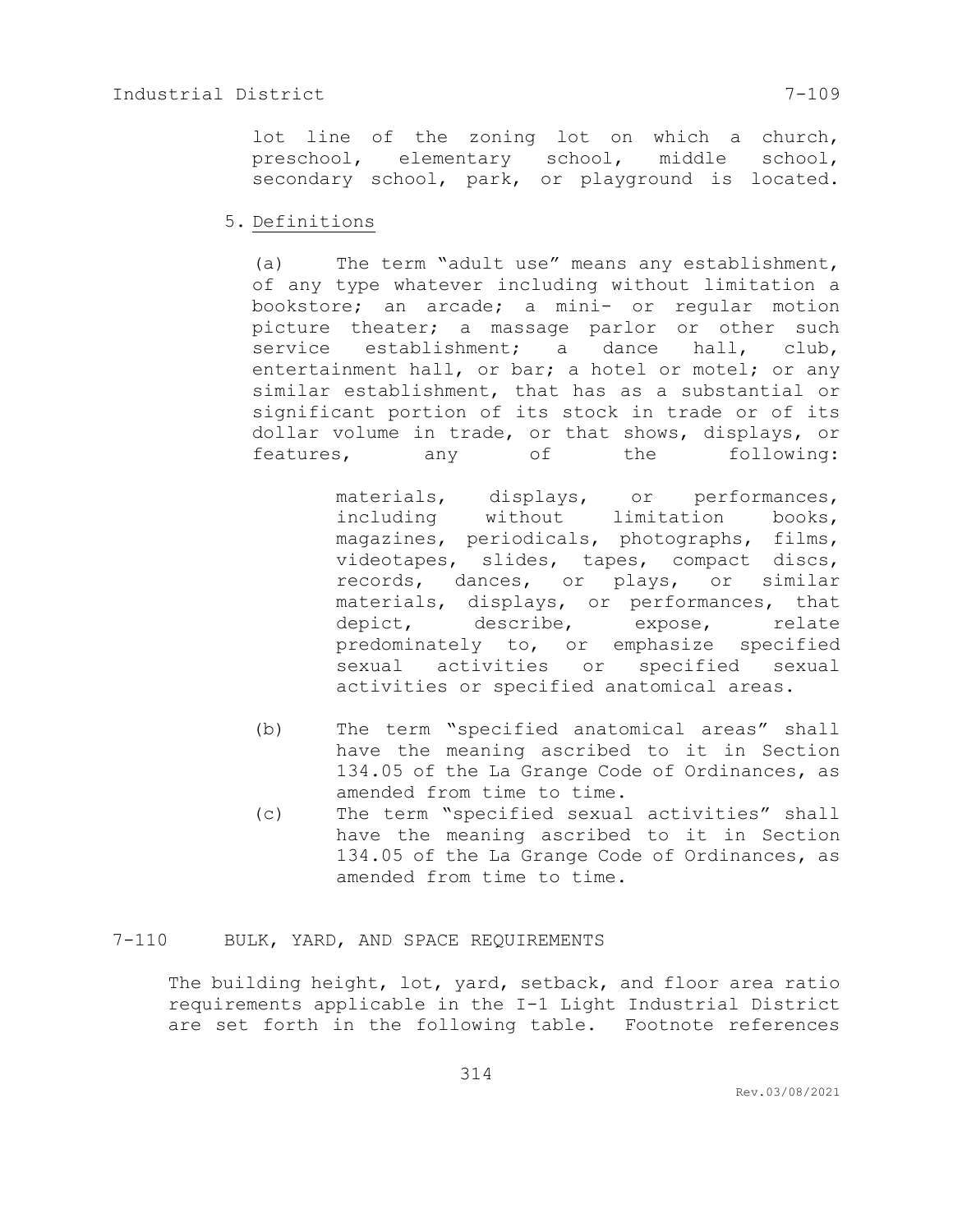lot line of the zoning lot on which a church, preschool, elementary school, middle school, secondary school, park, or playground is located.

5. Definitions

(a) The term "adult use" means any establishment, of any type whatever including without limitation a bookstore; an arcade; a mini- or regular motion picture theater; a massage parlor or other such service establishment; a dance hall, club, entertainment hall, or bar; a hotel or motel; or any similar establishment, that has as a substantial or significant portion of its stock in trade or of its dollar volume in trade, or that shows, displays, or features, any of the following:

> materials, displays, or performances, including without limitation books, magazines, periodicals, photographs, films, videotapes, slides, tapes, compact discs, records, dances, or plays, or similar materials, displays, or performances, that depict, describe, expose, relate predominately to, or emphasize specified sexual activities or specified sexual activities or specified anatomical areas.

(b) The term "specified anatomical areas" shall have the meaning ascribed to it in Section 134.05 of the La Grange Code of Ordinances, as amended from time to time.

(c) The term "specified sexual activities" shall have the meaning ascribed to it in Section 134.05 of the La Grange Code of Ordinances, as amended from time to time.

## 7-110 BULK, YARD, AND SPACE REQUIREMENTS

The building height, lot, yard, setback, and floor area ratio requirements applicable in the I-1 Light Industrial District are set forth in the following table. Footnote references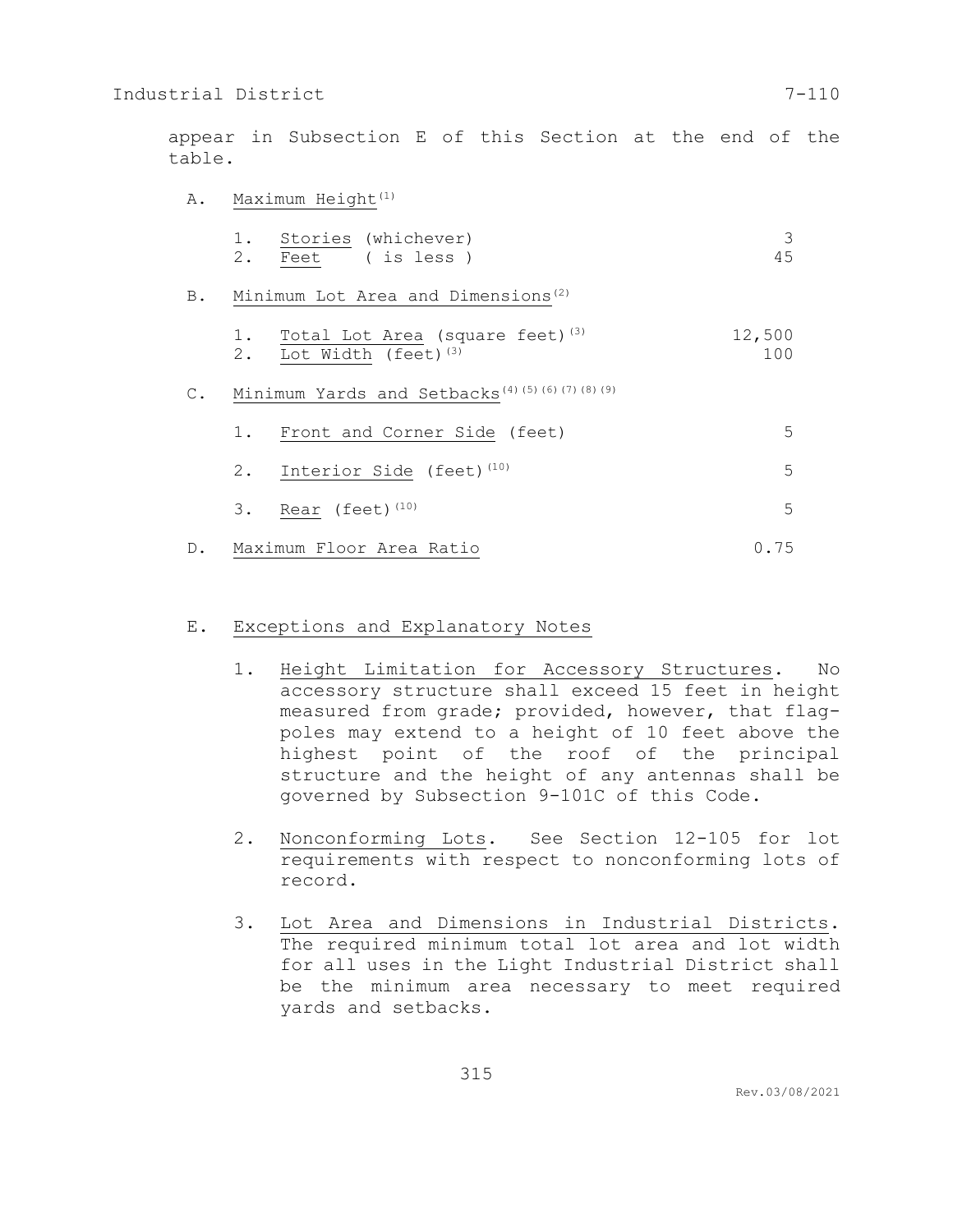appear in Subsection E of this Section at the end of the table.

A. Maximum Height[1]

| | |
|---|---|
| 1. Stories (whichever) | 3 |
| 2. Feet ( is less ) | 45 |

B. Minimum Lot Area and Dimensions[2]

| | |
|---|---|
| 1. Total Lot Area (square feet)[3] | 12,500 |
| 2. Lot Width (feet)[3] | 100 |

C. Minimum Yards and Setbacks[4][5][6][7][8][9]

| | |
|---|---|
| 1. Front and Corner Side (feet) | 5 |
| 2. Interior Side (feet)[10] | 5 |
| 3. Rear (feet)[10] | 5 |

D. Maximum Floor Area Ratio 0.75

E. Exceptions and Explanatory Notes

1. Height Limitation for Accessory Structures. No accessory structure shall exceed 15 feet in height measured from grade; provided, however, that flag-poles may extend to a height of 10 feet above the highest point of the roof of the principal structure and the height of any antennas shall be governed by Subsection 9-101C of this Code.

2. Nonconforming Lots. See Section 12-105 for lot requirements with respect to nonconforming lots of record.

3. Lot Area and Dimensions in Industrial Districts. The required minimum total lot area and lot width for all uses in the Light Industrial District shall be the minimum area necessary to meet required yards and setbacks.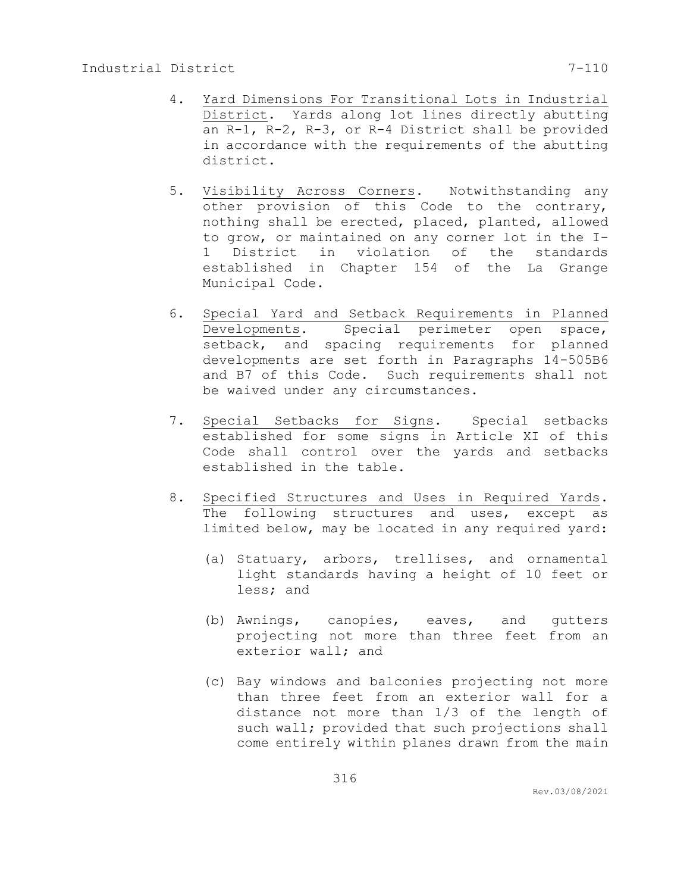4. Yard Dimensions For Transitional Lots in Industrial District. Yards along lot lines directly abutting an R-1, R-2, R-3, or R-4 District shall be provided in accordance with the requirements of the abutting district.

5. Visibility Across Corners. Notwithstanding any other provision of this Code to the contrary, nothing shall be erected, placed, planted, allowed to grow, or maintained on any corner lot in the I-1 District in violation of the standards established in Chapter 154 of the La Grange Municipal Code.

6. Special Yard and Setback Requirements in Planned Developments. Special perimeter open space, setback, and spacing requirements for planned developments are set forth in Paragraphs 14-505B6 and B7 of this Code. Such requirements shall not be waived under any circumstances.

7. Special Setbacks for Signs. Special setbacks established for some signs in Article XI of this Code shall control over the yards and setbacks established in the table.

8. Specified Structures and Uses in Required Yards. The following structures and uses, except as limited below, may be located in any required yard:

   (a) Statuary, arbors, trellises, and ornamental light standards having a height of 10 feet or less; and

   (b) Awnings, canopies, eaves, and gutters projecting not more than three feet from an exterior wall; and

   (c) Bay windows and balconies projecting not more than three feet from an exterior wall for a distance not more than 1/3 of the length of such wall; provided that such projections shall come entirely within planes drawn from the main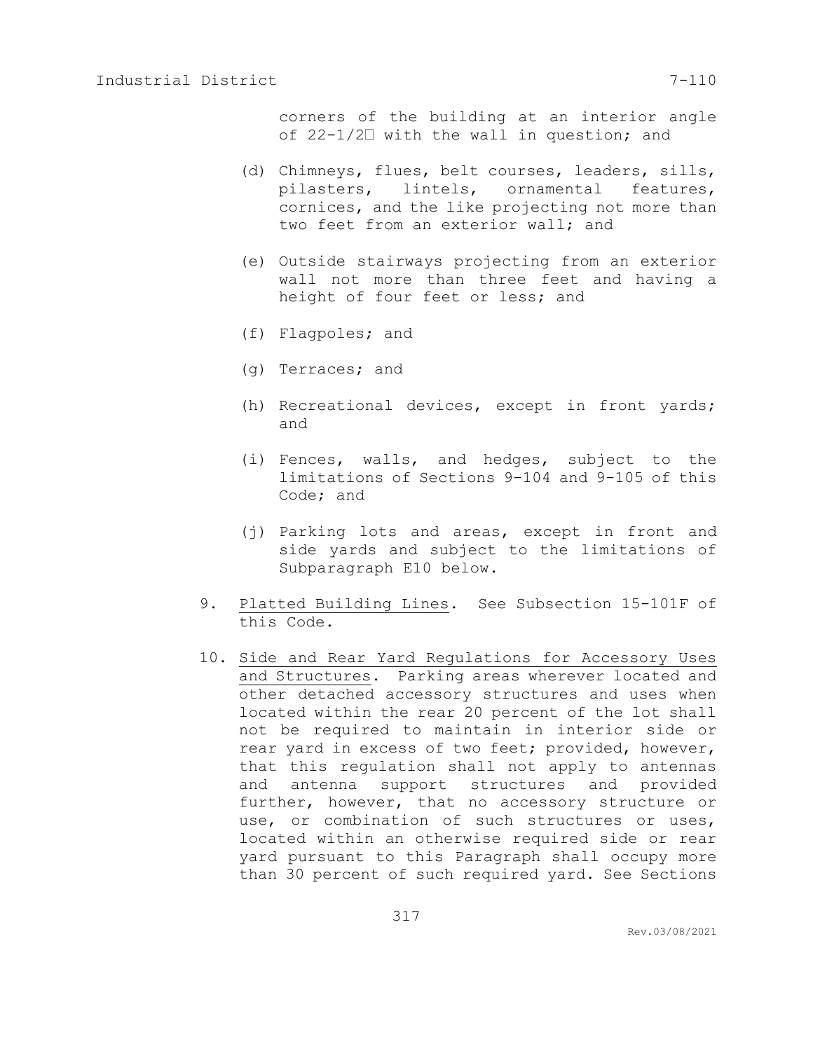corners of the building at an interior angle of 22-1/2° with the wall in question; and

(d) Chimneys, flues, belt courses, leaders, sills, pilasters, lintels, ornamental features, cornices, and the like projecting not more than two feet from an exterior wall; and

(e) Outside stairways projecting from an exterior wall not more than three feet and having a height of four feet or less; and

(f) Flagpoles; and

(g) Terraces; and

(h) Recreational devices, except in front yards; and

(i) Fences, walls, and hedges, subject to the limitations of Sections 9-104 and 9-105 of this Code; and

(j) Parking lots and areas, except in front and side yards and subject to the limitations of Subparagraph E10 below.

9. Platted Building Lines. See Subsection 15-101F of this Code.

10. Side and Rear Yard Regulations for Accessory Uses and Structures. Parking areas wherever located and other detached accessory structures and uses when located within the rear 20 percent of the lot shall not be required to maintain in interior side or rear yard in excess of two feet; provided, however, that this regulation shall not apply to antennas and antenna support structures and provided further, however, that no accessory structure or use, or combination of such structures or uses, located within an otherwise required side or rear yard pursuant to this Paragraph shall occupy more than 30 percent of such required yard. See Sections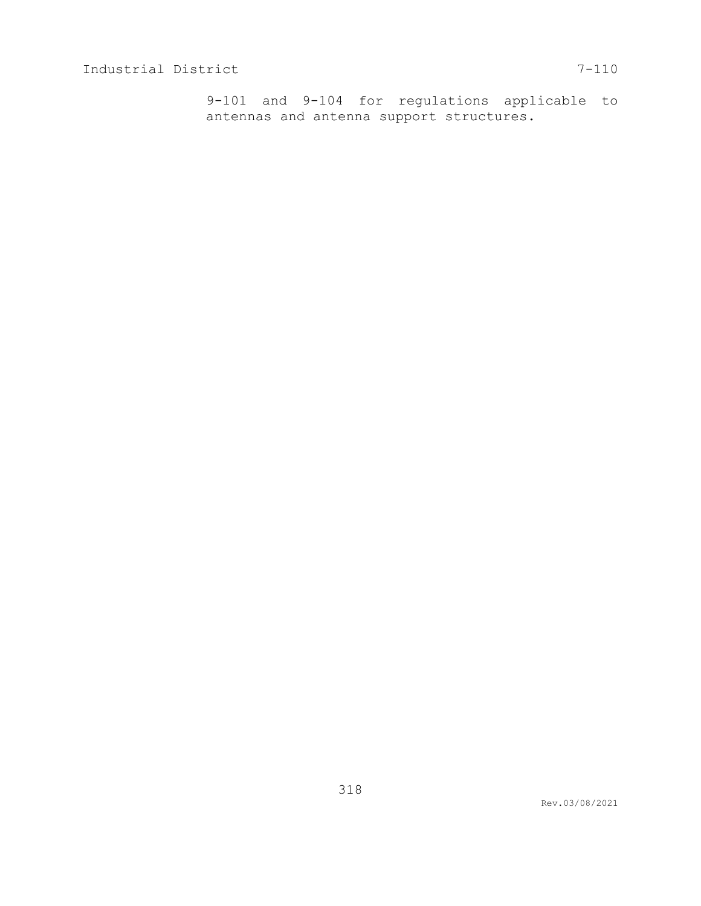9-101 and 9-104 for regulations applicable to antennas and antenna support structures.